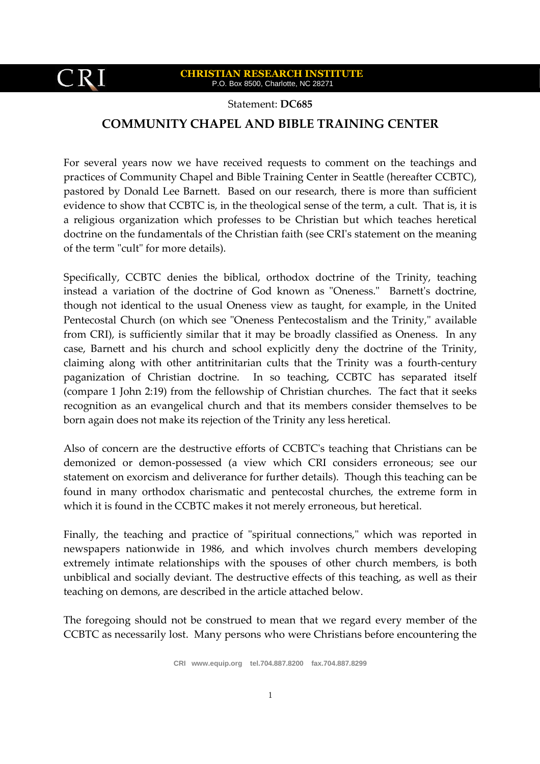**CHRISTIAN RESEARCH INSTITUTE**
P.O. Box 8500, Charlotte, NC 28271

Statement: **DC685**

# COMMUNITY CHAPEL AND BIBLE TRAINING CENTER

For several years now we have received requests to comment on the teachings and practices of Community Chapel and Bible Training Center in Seattle (hereafter CCBTC), pastored by Donald Lee Barnett. Based on our research, there is more than sufficient evidence to show that CCBTC is, in the theological sense of the term, a cult. That is, it is a religious organization which professes to be Christian but which teaches heretical doctrine on the fundamentals of the Christian faith (see CRI's statement on the meaning of the term "cult" for more details).

Specifically, CCBTC denies the biblical, orthodox doctrine of the Trinity, teaching instead a variation of the doctrine of God known as "Oneness." Barnett's doctrine, though not identical to the usual Oneness view as taught, for example, in the United Pentecostal Church (on which see "Oneness Pentecostalism and the Trinity," available from CRI), is sufficiently similar that it may be broadly classified as Oneness. In any case, Barnett and his church and school explicitly deny the doctrine of the Trinity, claiming along with other antitrinitarian cults that the Trinity was a fourth-century paganization of Christian doctrine. In so teaching, CCBTC has separated itself (compare 1 John 2:19) from the fellowship of Christian churches. The fact that it seeks recognition as an evangelical church and that its members consider themselves to be born again does not make its rejection of the Trinity any less heretical.

Also of concern are the destructive efforts of CCBTC's teaching that Christians can be demonized or demon-possessed (a view which CRI considers erroneous; see our statement on exorcism and deliverance for further details). Though this teaching can be found in many orthodox charismatic and pentecostal churches, the extreme form in which it is found in the CCBTC makes it not merely erroneous, but heretical.

Finally, the teaching and practice of "spiritual connections," which was reported in newspapers nationwide in 1986, and which involves church members developing extremely intimate relationships with the spouses of other church members, is both unbiblical and socially deviant. The destructive effects of this teaching, as well as their teaching on demons, are described in the article attached below.

The foregoing should not be construed to mean that we regard every member of the CCBTC as necessarily lost. Many persons who were Christians before encountering the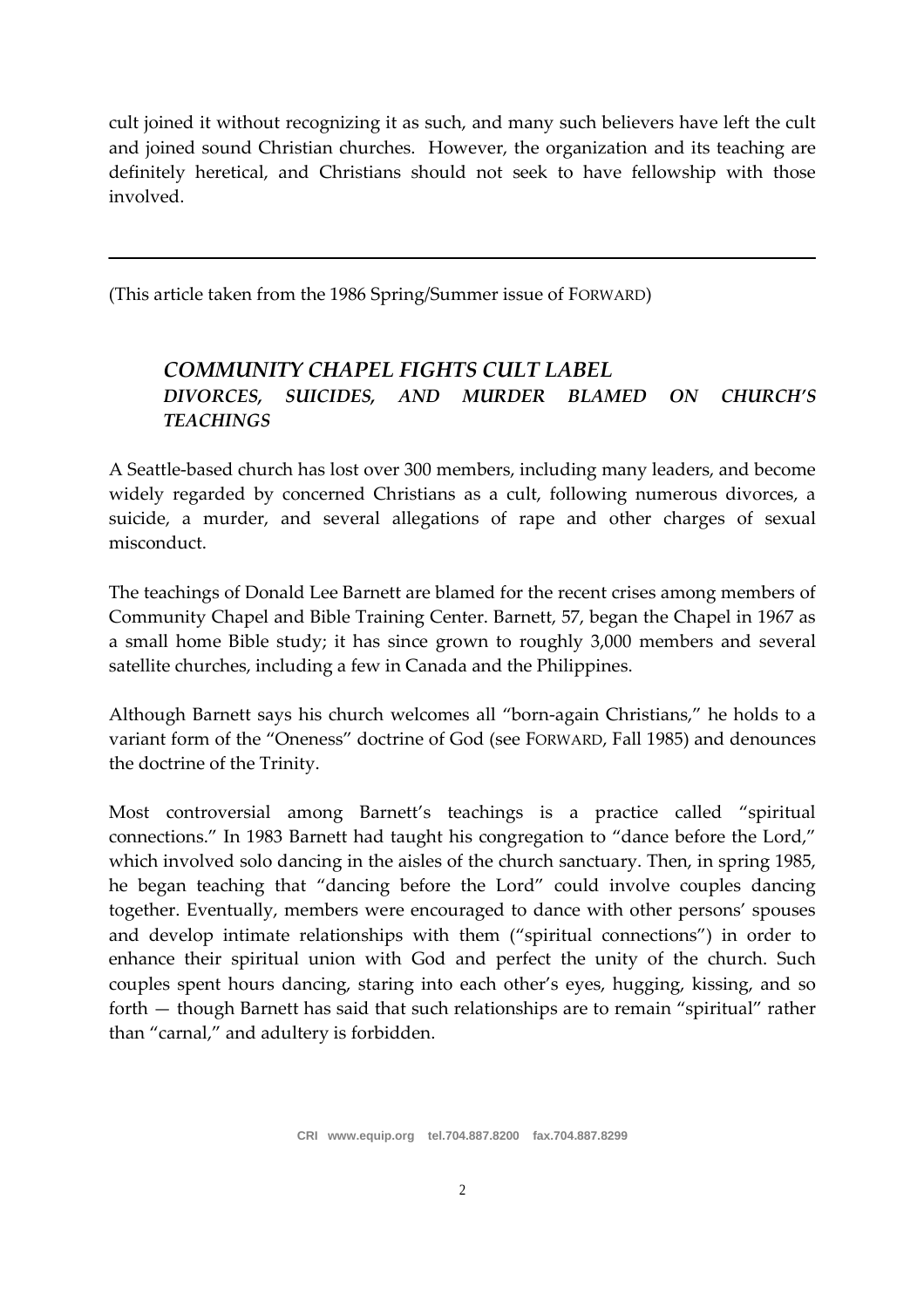cult joined it without recognizing it as such, and many such believers have left the cult and joined sound Christian churches. However, the organization and its teaching are definitely heretical, and Christians should not seek to have fellowship with those involved.

---

(This article taken from the 1986 Spring/Summer issue of FORWARD)

## *COMMUNITY CHAPEL FIGHTS CULT LABEL*
### *DIVORCES, SUICIDES, AND MURDER BLAMED ON CHURCH'S TEACHINGS*

A Seattle-based church has lost over 300 members, including many leaders, and become widely regarded by concerned Christians as a cult, following numerous divorces, a suicide, a murder, and several allegations of rape and other charges of sexual misconduct.

The teachings of Donald Lee Barnett are blamed for the recent crises among members of Community Chapel and Bible Training Center. Barnett, 57, began the Chapel in 1967 as a small home Bible study; it has since grown to roughly 3,000 members and several satellite churches, including a few in Canada and the Philippines.

Although Barnett says his church welcomes all "born-again Christians," he holds to a variant form of the "Oneness" doctrine of God (see FORWARD, Fall 1985) and denounces the doctrine of the Trinity.

Most controversial among Barnett's teachings is a practice called "spiritual connections." In 1983 Barnett had taught his congregation to "dance before the Lord," which involved solo dancing in the aisles of the church sanctuary. Then, in spring 1985, he began teaching that "dancing before the Lord" could involve couples dancing together. Eventually, members were encouraged to dance with other persons' spouses and develop intimate relationships with them ("spiritual connections") in order to enhance their spiritual union with God and perfect the unity of the church. Such couples spent hours dancing, staring into each other's eyes, hugging, kissing, and so forth — though Barnett has said that such relationships are to remain "spiritual" rather than "carnal," and adultery is forbidden.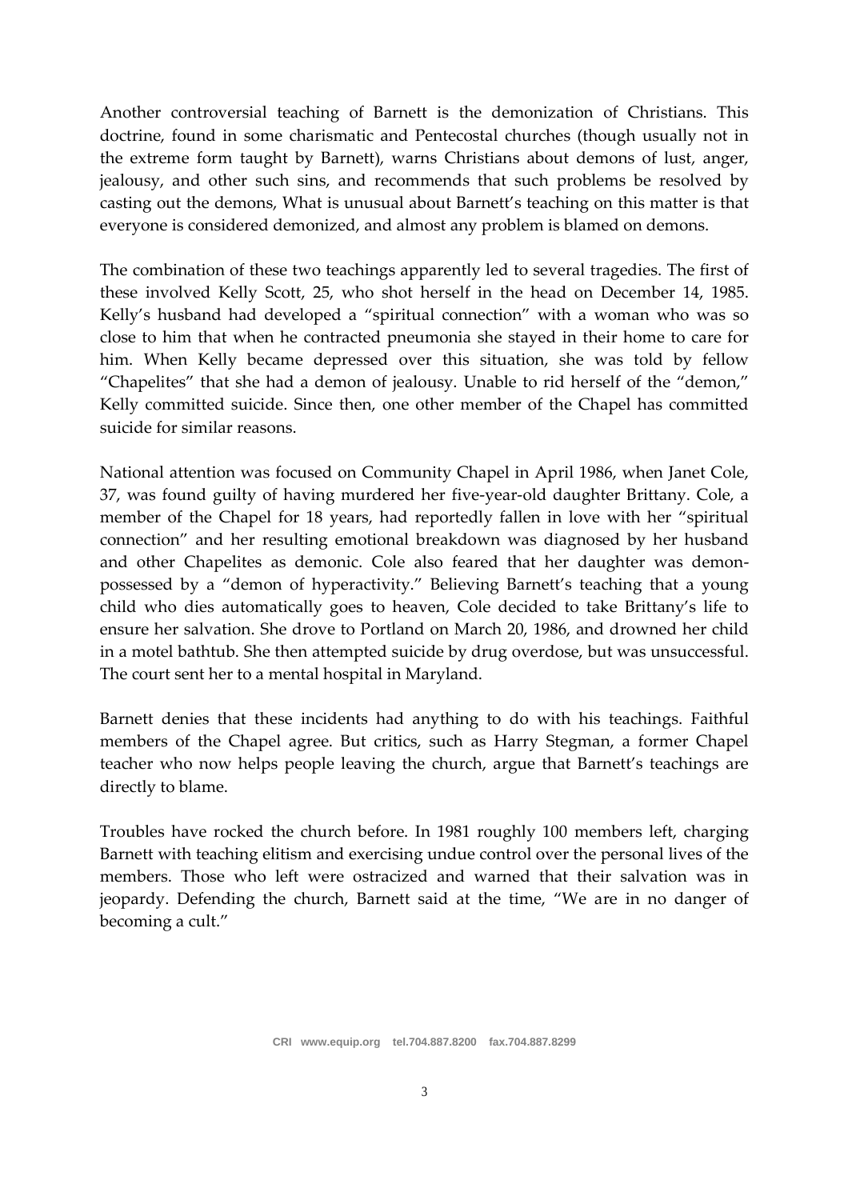Another controversial teaching of Barnett is the demonization of Christians. This doctrine, found in some charismatic and Pentecostal churches (though usually not in the extreme form taught by Barnett), warns Christians about demons of lust, anger, jealousy, and other such sins, and recommends that such problems be resolved by casting out the demons, What is unusual about Barnett's teaching on this matter is that everyone is considered demonized, and almost any problem is blamed on demons.

The combination of these two teachings apparently led to several tragedies. The first of these involved Kelly Scott, 25, who shot herself in the head on December 14, 1985. Kelly's husband had developed a "spiritual connection" with a woman who was so close to him that when he contracted pneumonia she stayed in their home to care for him. When Kelly became depressed over this situation, she was told by fellow "Chapelites" that she had a demon of jealousy. Unable to rid herself of the "demon," Kelly committed suicide. Since then, one other member of the Chapel has committed suicide for similar reasons.

National attention was focused on Community Chapel in April 1986, when Janet Cole, 37, was found guilty of having murdered her five-year-old daughter Brittany. Cole, a member of the Chapel for 18 years, had reportedly fallen in love with her "spiritual connection" and her resulting emotional breakdown was diagnosed by her husband and other Chapelites as demonic. Cole also feared that her daughter was demon-possessed by a "demon of hyperactivity." Believing Barnett's teaching that a young child who dies automatically goes to heaven, Cole decided to take Brittany's life to ensure her salvation. She drove to Portland on March 20, 1986, and drowned her child in a motel bathtub. She then attempted suicide by drug overdose, but was unsuccessful. The court sent her to a mental hospital in Maryland.

Barnett denies that these incidents had anything to do with his teachings. Faithful members of the Chapel agree. But critics, such as Harry Stegman, a former Chapel teacher who now helps people leaving the church, argue that Barnett's teachings are directly to blame.

Troubles have rocked the church before. In 1981 roughly 100 members left, charging Barnett with teaching elitism and exercising undue control over the personal lives of the members. Those who left were ostracized and warned that their salvation was in jeopardy. Defending the church, Barnett said at the time, "We are in no danger of becoming a cult."